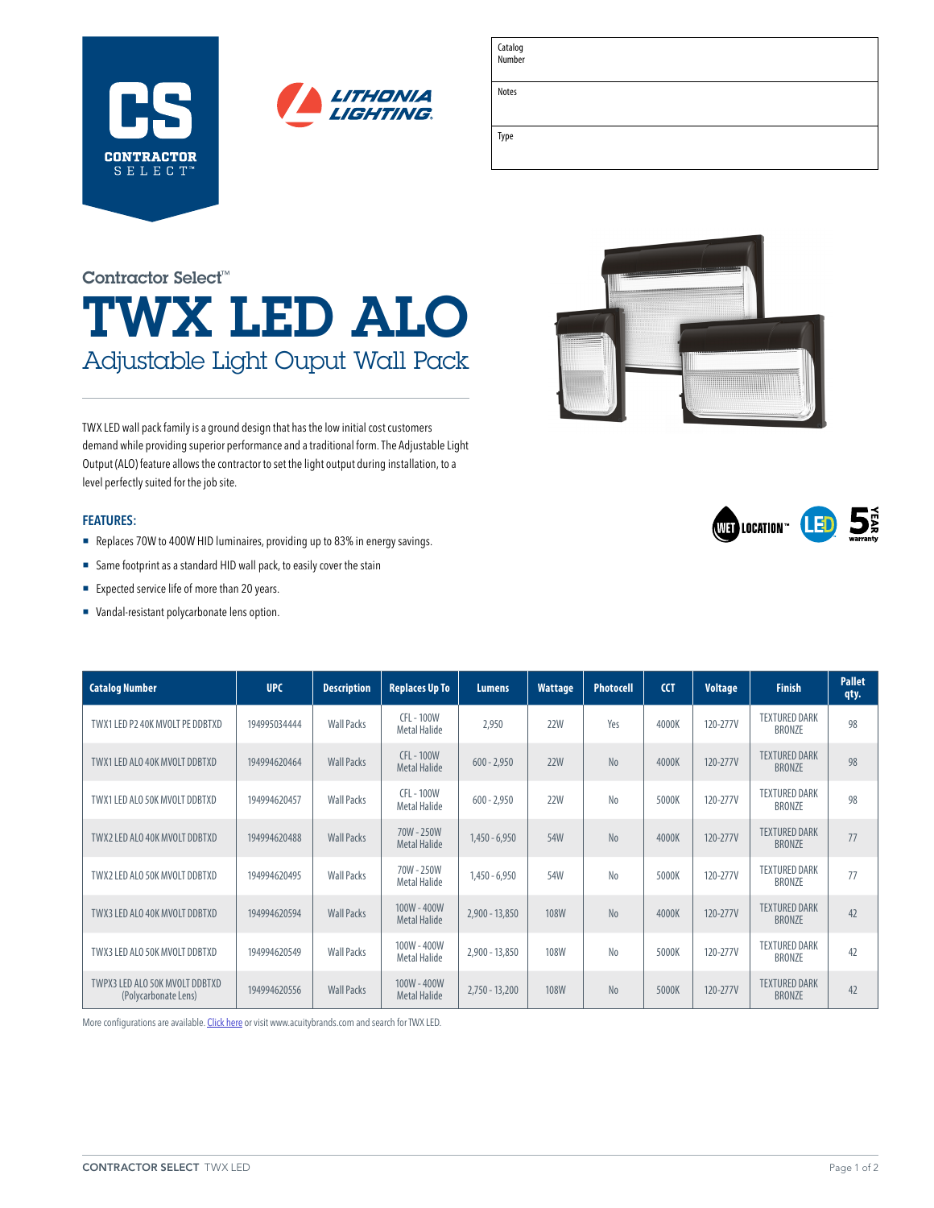CS CONTRACTOR SELECT™

LITHONIA LIGHTING

| Catalog Number | |
|---|---|
| Notes | |
| Type | |

Contractor Select™

# TWX LED ALO

## Adjustable Light Ouput Wall Pack

TWX LED wall pack family is a ground design that has the low initial cost customers demand while providing superior performance and a traditional form. The Adjustable Light Output (ALO) feature allows the contractor to set the light output during installation, to a level perfectly suited for the job site.

WET LOCATION™ LED 5 YEAR warranty

### FEATURES:

- Replaces 70W to 400W HID luminaires, providing up to 83% in energy savings.
- Same footprint as a standard HID wall pack, to easily cover the stain
- Expected service life of more than 20 years.
- Vandal-resistant polycarbonate lens option.

| Catalog Number | UPC | Description | Replaces Up To | Lumens | Wattage | Photocell | CCT | Voltage | Finish | Pallet qty. |
|---|---|---|---|---|---|---|---|---|---|---|
| TWX1 LED P2 40K MVOLT PE DDBTXD | 194995034444 | Wall Packs | CFL - 100W Metal Halide | 2,950 | 22W | Yes | 4000K | 120-277V | TEXTURED DARK BRONZE | 98 |
| TWX1 LED ALO 40K MVOLT DDBTXD | 194994620464 | Wall Packs | CFL - 100W Metal Halide | 600 - 2,950 | 22W | No | 4000K | 120-277V | TEXTURED DARK BRONZE | 98 |
| TWX1 LED ALO 50K MVOLT DDBTXD | 194994620457 | Wall Packs | CFL - 100W Metal Halide | 600 - 2,950 | 22W | No | 5000K | 120-277V | TEXTURED DARK BRONZE | 98 |
| TWX2 LED ALO 40K MVOLT DDBTXD | 194994620488 | Wall Packs | 70W - 250W Metal Halide | 1,450 - 6,950 | 54W | No | 4000K | 120-277V | TEXTURED DARK BRONZE | 77 |
| TWX2 LED ALO 50K MVOLT DDBTXD | 194994620495 | Wall Packs | 70W - 250W Metal Halide | 1,450 - 6,950 | 54W | No | 5000K | 120-277V | TEXTURED DARK BRONZE | 77 |
| TWX3 LED ALO 40K MVOLT DDBTXD | 194994620594 | Wall Packs | 100W - 400W Metal Halide | 2,900 - 13,850 | 108W | No | 4000K | 120-277V | TEXTURED DARK BRONZE | 42 |
| TWX3 LED ALO 50K MVOLT DDBTXD | 194994620549 | Wall Packs | 100W - 400W Metal Halide | 2,900 - 13,850 | 108W | No | 5000K | 120-277V | TEXTURED DARK BRONZE | 42 |
| TWPX3 LED ALO 50K MVOLT DDBTXD (Polycarbonate Lens) | 194994620556 | Wall Packs | 100W - 400W Metal Halide | 2,750 - 13,200 | 108W | No | 5000K | 120-277V | TEXTURED DARK BRONZE | 42 |

More configurations are available. Click here or visit www.acuitybrands.com and search for TWX LED.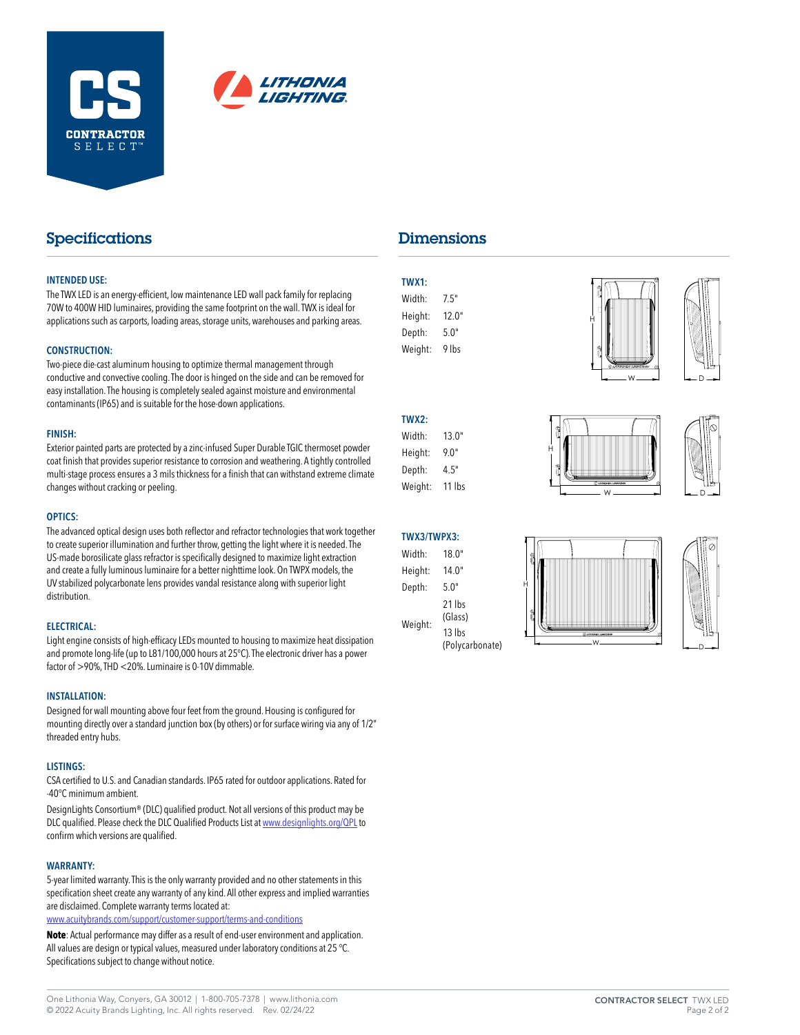## Specifications

### INTENDED USE:

The TWX LED is an energy-efficient, low maintenance LED wall pack family for replacing 70W to 400W HID luminaires, providing the same footprint on the wall. TWX is ideal for applications such as carports, loading areas, storage units, warehouses and parking areas.

### CONSTRUCTION:

Two-piece die-cast aluminum housing to optimize thermal management through conductive and convective cooling. The door is hinged on the side and can be removed for easy installation. The housing is completely sealed against moisture and environmental contaminants (IP65) and is suitable for the hose-down applications.

### FINISH:

Exterior painted parts are protected by a zinc-infused Super Durable TGIC thermoset powder coat finish that provides superior resistance to corrosion and weathering. A tightly controlled multi-stage process ensures a 3 mils thickness for a finish that can withstand extreme climate changes without cracking or peeling.

### OPTICS:

The advanced optical design uses both reflector and refractor technologies that work together to create superior illumination and further throw, getting the light where it is needed. The US-made borosilicate glass refractor is specifically designed to maximize light extraction and create a fully luminous luminaire for a better nighttime look. On TWPX models, the UV stabilized polycarbonate lens provides vandal resistance along with superior light distribution.

### ELECTRICAL:

Light engine consists of high-efficacy LEDs mounted to housing to maximize heat dissipation and promote long-life (up to L81/100,000 hours at 25°C). The electronic driver has a power factor of >90%, THD <20%. Luminaire is 0-10V dimmable.

### INSTALLATION:

Designed for wall mounting above four feet from the ground. Housing is configured for mounting directly over a standard junction box (by others) or for surface wiring via any of 1/2" threaded entry hubs.

### LISTINGS:

CSA certified to U.S. and Canadian standards. IP65 rated for outdoor applications. Rated for -40°C minimum ambient.

DesignLights Consortium® (DLC) qualified product. Not all versions of this product may be DLC qualified. Please check the DLC Qualified Products List at www.designlights.org/QPL to confirm which versions are qualified.

### WARRANTY:

5-year limited warranty. This is the only warranty provided and no other statements in this specification sheet create any warranty of any kind. All other express and implied warranties are disclaimed. Complete warranty terms located at:
www.acuitybrands.com/support/customer-support/terms-and-conditions

**Note**: Actual performance may differ as a result of end-user environment and application. All values are design or typical values, measured under laboratory conditions at 25 °C. Specifications subject to change without notice.

## Dimensions

### TWX1:

| | |
|---|---|
| Width: | 7.5" |
| Height: | 12.0" |
| Depth: | 5.0" |
| Weight: | 9 lbs |

H
W
D

### TWX2:

| | |
|---|---|
| Width: | 13.0" |
| Height: | 9.0" |
| Depth: | 4.5" |
| Weight: | 11 lbs |

H
W
D

### TWX3/TWPX3:

| | |
|---|---|
| Width: | 18.0" |
| Height: | 14.0" |
| Depth: | 5.0" |
| Weight: | 21 lbs (Glass)<br>13 lbs (Polycarbonate) |

H
W
D

One Lithonia Way, Conyers, GA 30012 | 1-800-705-7378 | www.lithonia.com
© 2022 Acuity Brands Lighting, Inc. All rights reserved. Rev. 02/24/22